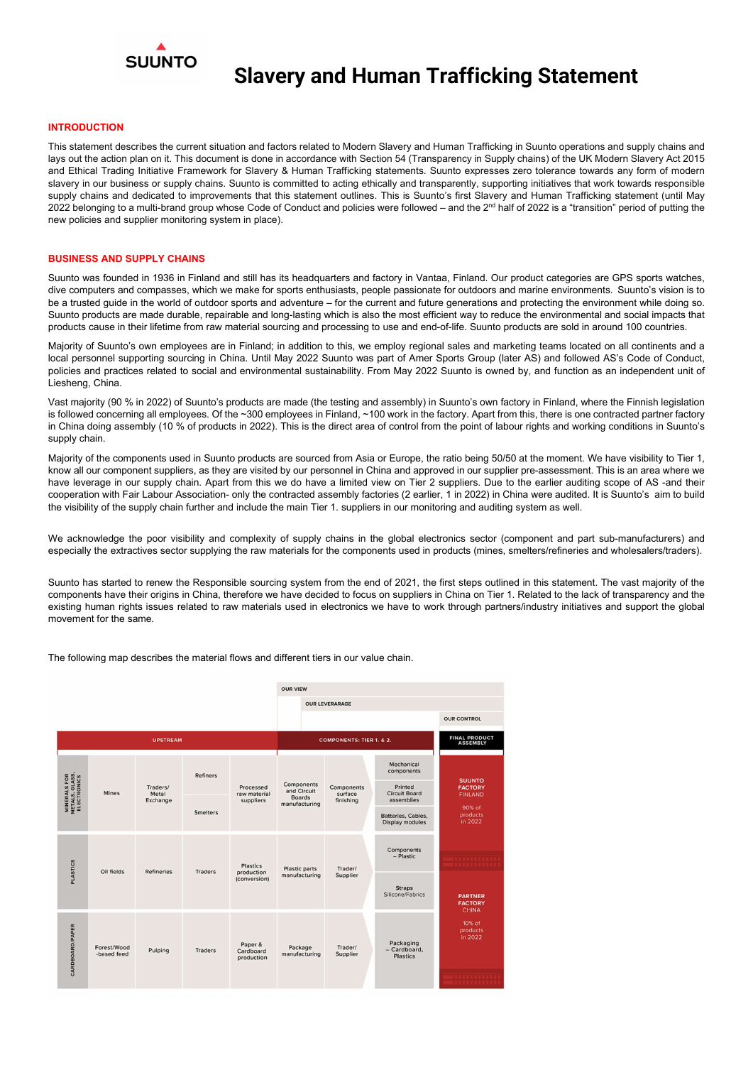# Slavery and Human Trafficking Statement

## INTRODUCTION

This statement describes the current situation and factors related to Modern Slavery and Human Trafficking in Suunto operations and supply chains and lays out the action plan on it. This document is done in accordance with Section 54 (Transparency in Supply chains) of the UK Modern Slavery Act 2015 and Ethical Trading Initiative Framework for Slavery & Human Trafficking statements. Suunto expresses zero tolerance towards any form of modern slavery in our business or supply chains. Suunto is committed to acting ethically and transparently, supporting initiatives that work towards responsible supply chains and dedicated to improvements that this statement outlines. This is Suunto's first Slavery and Human Trafficking statement (until May 2022 belonging to a multi-brand group whose Code of Conduct and policies were followed – and the 2nd half of 2022 is a "transition" period of putting the new policies and supplier monitoring system in place).

## BUSINESS AND SUPPLY CHAINS

Suunto was founded in 1936 in Finland and still has its headquarters and factory in Vantaa, Finland. Our product categories are GPS sports watches, dive computers and compasses, which we make for sports enthusiasts, people passionate for outdoors and marine environments. Suunto's vision is to be a trusted guide in the world of outdoor sports and adventure – for the current and future generations and protecting the environment while doing so. Suunto products are made durable, repairable and long-lasting which is also the most efficient way to reduce the environmental and social impacts that products cause in their lifetime from raw material sourcing and processing to use and end-of-life. Suunto products are sold in around 100 countries.

Majority of Suunto's own employees are in Finland; in addition to this, we employ regional sales and marketing teams located on all continents and a local personnel supporting sourcing in China. Until May 2022 Suunto was part of Amer Sports Group (later AS) and followed AS's Code of Conduct, policies and practices related to social and environmental sustainability. From May 2022 Suunto is owned by, and function as an independent unit of Liesheng, China.

Vast majority (90 % in 2022) of Suunto's products are made (the testing and assembly) in Suunto's own factory in Finland, where the Finnish legislation is followed concerning all employees. Of the ~300 employees in Finland, ~100 work in the factory. Apart from this, there is one contracted partner factory in China doing assembly (10 % of products in 2022). This is the direct area of control from the point of labour rights and working conditions in Suunto's supply chain.

Majority of the components used in Suunto products are sourced from Asia or Europe, the ratio being 50/50 at the moment. We have visibility to Tier 1, know all our component suppliers, as they are visited by our personnel in China and approved in our supplier pre-assessment. This is an area where we have leverage in our supply chain. Apart from this we do have a limited view on Tier 2 suppliers. Due to the earlier auditing scope of AS -and their cooperation with Fair Labour Association- only the contracted assembly factories (2 earlier, 1 in 2022) in China were audited. It is Suunto's aim to build the visibility of the supply chain further and include the main Tier 1. suppliers in our monitoring and auditing system as well.

We acknowledge the poor visibility and complexity of supply chains in the global electronics sector (component and part sub-manufacturers) and especially the extractives sector supplying the raw materials for the components used in products (mines, smelters/refineries and wholesalers/traders).

Suunto has started to renew the Responsible sourcing system from the end of 2021, the first steps outlined in this statement. The vast majority of the components have their origins in China, therefore we have decided to focus on suppliers in China on Tier 1. Related to the lack of transparency and the existing human rights issues related to raw materials used in electronics we have to work through partners/industry initiatives and support the global movement for the same.

The following map describes the material flows and different tiers in our value chain.

| | | | | | OUR VIEW | | | |
|---|---|---|---|---|---|---|---|---|
| | | | | | | OUR LEVERARAGE | | |
| | | | | | | | | OUR CONTROL |
| | UPSTREAM | | | | COMPONENTS: TIER 1. & 2. | | | FINAL PRODUCT ASSEMBLY |
| MINERALS FOR METALS, GLASS, ELECTRONICS | Mines | Traders/ Metal Exchange | Refiners / Smelters | Processed raw material suppliers | Components and Circuit Boards manufacturing | Components surface finishing | Mechanical components; Printed Circuit Board assemblies; Batteries, Cables, Display modules | SUUNTO FACTORY FINLAND – 90% of products in 2022 |
| PLASTICS | Oil fields | Refineries | Traders | Plastics production (conversion) | Plastic parts manufacturing | Trader/ Supplier | Components – Plastic; Straps Silicone/Fabrics | PARTNER FACTORY CHINA – 10% of products in 2022 |
| CARDBOARD/PAPER | Forest/Wood -based feed | Pulping | Traders | Paper & Cardboard production | Package manufacturing | Trader/ Supplier | Packaging – Cardboard, Plastics | |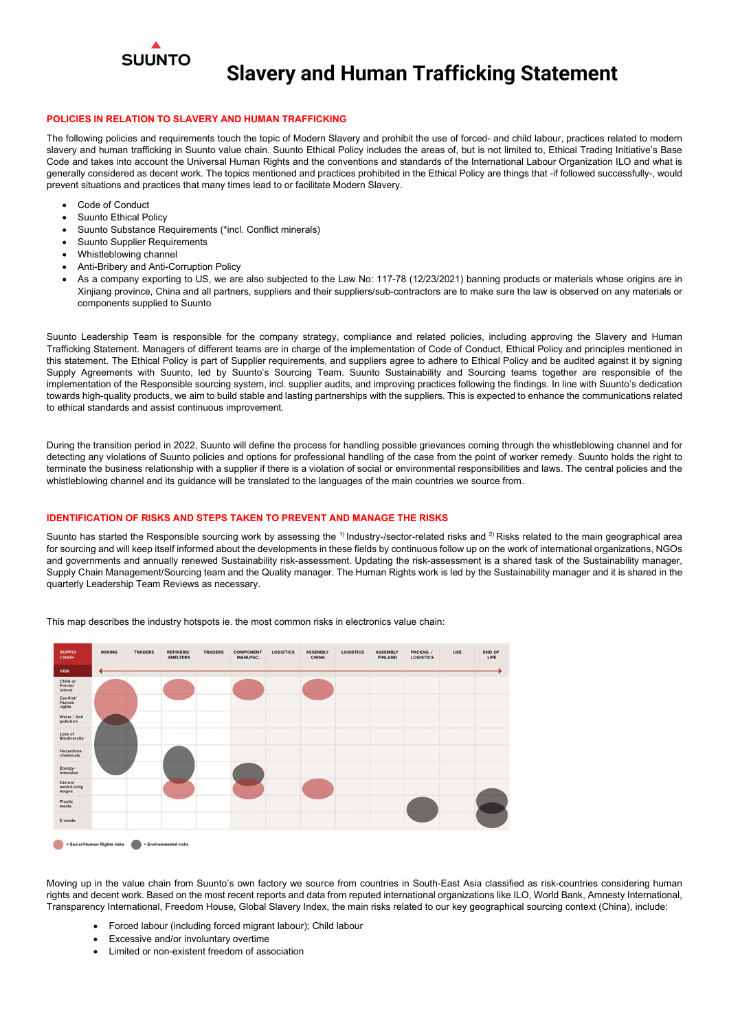# Slavery and Human Trafficking Statement

## POLICIES IN RELATION TO SLAVERY AND HUMAN TRAFFICKING

The following policies and requirements touch the topic of Modern Slavery and prohibit the use of forced- and child labour, practices related to modern slavery and human trafficking in Suunto value chain. Suunto Ethical Policy includes the areas of, but is not limited to, Ethical Trading Initiative's Base Code and takes into account the Universal Human Rights and the conventions and standards of the International Labour Organization ILO and what is generally considered as decent work. The topics mentioned and practices prohibited in the Ethical Policy are things that -if followed successfully-, would prevent situations and practices that many times lead to or facilitate Modern Slavery.

- Code of Conduct
- Suunto Ethical Policy
- Suunto Substance Requirements (*incl. Conflict minerals)
- Suunto Supplier Requirements
- Whistleblowing channel
- Anti-Bribery and Anti-Corruption Policy
- As a company exporting to US, we are also subjected to the Law No: 117-78 (12/23/2021) banning products or materials whose origins are in Xinjiang province, China and all partners, suppliers and their suppliers/sub-contractors are to make sure the law is observed on any materials or components supplied to Suunto

Suunto Leadership Team is responsible for the company strategy, compliance and related policies, including approving the Slavery and Human Trafficking Statement. Managers of different teams are in charge of the implementation of Code of Conduct, Ethical Policy and principles mentioned in this statement. The Ethical Policy is part of Supplier requirements, and suppliers agree to adhere to Ethical Policy and be audited against it by signing Supply Agreements with Suunto, led by Suunto's Sourcing Team. Suunto Sustainability and Sourcing teams together are responsible of the implementation of the Responsible sourcing system, incl. supplier audits, and improving practices following the findings. In line with Suunto's dedication towards high-quality products, we aim to build stable and lasting partnerships with the suppliers. This is expected to enhance the communications related to ethical standards and assist continuous improvement.

During the transition period in 2022, Suunto will define the process for handling possible grievances coming through the whistleblowing channel and for detecting any violations of Suunto policies and options for professional handling of the case from the point of worker remedy. Suunto holds the right to terminate the business relationship with a supplier if there is a violation of social or environmental responsibilities and laws. The central policies and the whistleblowing channel and its guidance will be translated to the languages of the main countries we source from.

## IDENTIFICATION OF RISKS AND STEPS TAKEN TO PREVENT AND MANAGE THE RISKS

Suunto has started the Responsible sourcing work by assessing the [1] Industry-/sector-related risks and [2] Risks related to the main geographical area for sourcing and will keep itself informed about the developments in these fields by continuous follow up on the work of international organizations, NGOs and governments and annually renewed Sustainability risk-assessment. Updating the risk-assessment is a shared task of the Sustainability manager, Supply Chain Management/Sourcing team and the Quality manager. The Human Rights work is led by the Sustainability manager and it is shared in the quarterly Leadership Team Reviews as necessary.

This map describes the industry hotspots ie. the most common risks in electronics value chain:

| SUPPLY CHAIN / RISK | MINING | TRADERS | REFINERS/ SMELTERS | TRADERS | COMPONENT MANUFAC. | LOGISTICS | ASSEMBLY CHINA | LOGISTICS | ASSEMBLY FINLAND | PACKAG. / LOGISTICS | USE | END OF LIFE |
|---|---|---|---|---|---|---|---|---|---|---|---|---|
| Child or Forced labour | Social/Human Rights | | Social/Human Rights | | Social/Human Rights | | Social/Human Rights | | | | | |
| Conflict/ Human rights | Social/Human Rights | | | | | | | | | | | |
| Water / Soil pollution | Environmental | | | | | | | | | | | |
| Loss of Biodiversity | Environmental | | | | | | | | | | | |
| Hazardous chemicals | Environmental | | Environmental | | | | | | | | | |
| Energy-intensive | | | Environmental | | Environmental | | | | | | | |
| Decent work/Living wages | | | Social/Human Rights | | Social/Human Rights | | Social/Human Rights | | | | | |
| Plastic waste | | | | | | | | | | Environmental | | Environmental |
| E-waste | | | | | | | | | | | | Environmental |

● = Social/Human Rights risks ● = Environmental risks

Moving up in the value chain from Suunto's own factory we source from countries in South-East Asia classified as risk-countries considering human rights and decent work. Based on the most recent reports and data from reputed international organizations like ILO, World Bank, Amnesty International, Transparency International, Freedom House, Global Slavery Index, the main risks related to our key geographical sourcing context (China), include:

- Forced labour (including forced migrant labour); Child labour
- Excessive and/or involuntary overtime
- Limited or non-existent freedom of association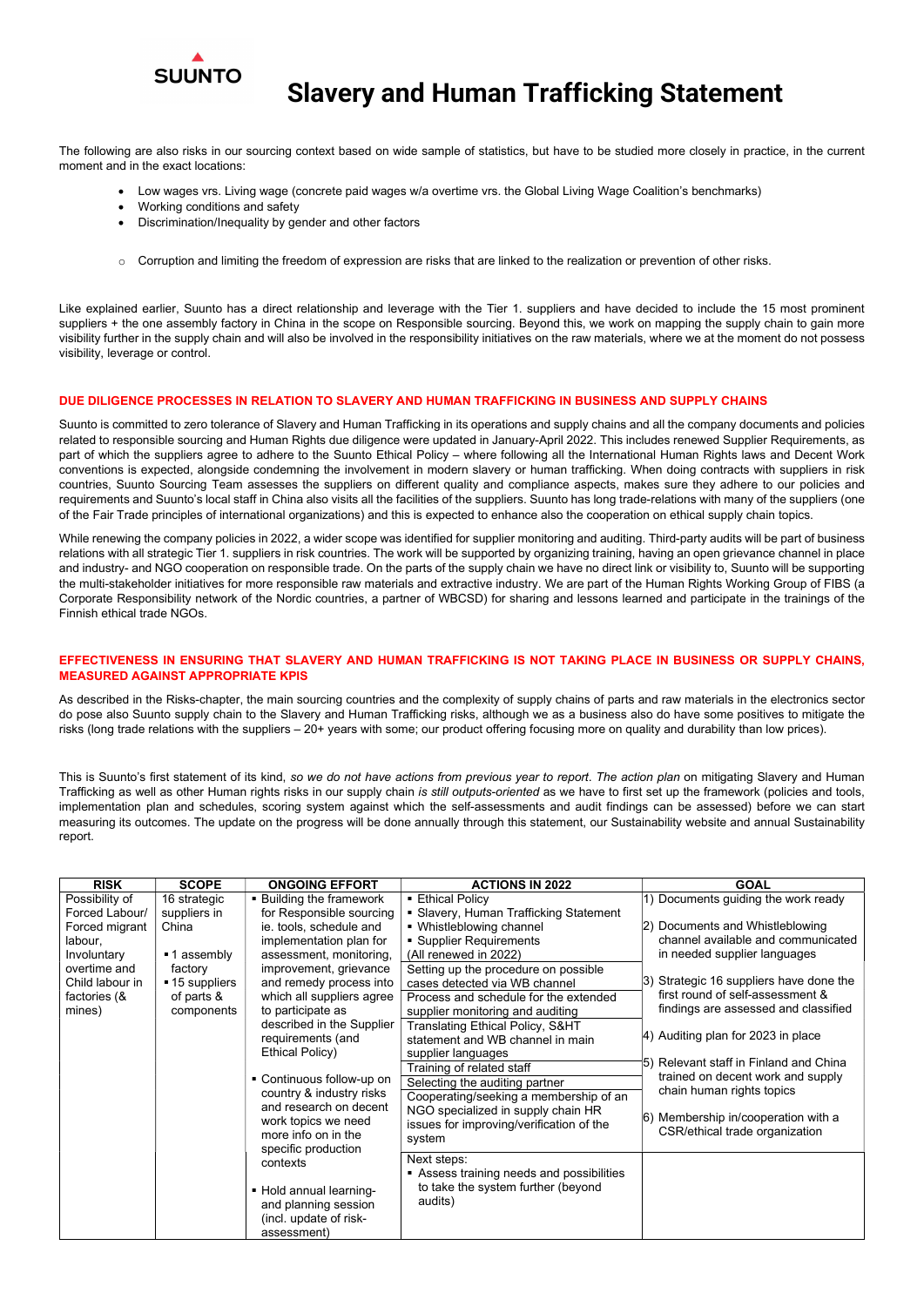The following are also risks in our sourcing context based on wide sample of statistics, but have to be studied more closely in practice, in the current moment and in the exact locations:

- Low wages vrs. Living wage (concrete paid wages w/a overtime vrs. the Global Living Wage Coalition's benchmarks)
- Working conditions and safety
- Discrimination/Inequality by gender and other factors

  - Corruption and limiting the freedom of expression are risks that are linked to the realization or prevention of other risks.

Like explained earlier, Suunto has a direct relationship and leverage with the Tier 1. suppliers and have decided to include the 15 most prominent suppliers + the one assembly factory in China in the scope on Responsible sourcing. Beyond this, we work on mapping the supply chain to gain more visibility further in the supply chain and will also be involved in the responsibility initiatives on the raw materials, where we at the moment do not possess visibility, leverage or control.

## DUE DILIGENCE PROCESSES IN RELATION TO SLAVERY AND HUMAN TRAFFICKING IN BUSINESS AND SUPPLY CHAINS

Suunto is committed to zero tolerance of Slavery and Human Trafficking in its operations and supply chains and all the company documents and policies related to responsible sourcing and Human Rights due diligence were updated in January-April 2022. This includes renewed Supplier Requirements, as part of which the suppliers agree to adhere to the Suunto Ethical Policy – where following all the International Human Rights laws and Decent Work conventions is expected, alongside condemning the involvement in modern slavery or human trafficking. When doing contracts with suppliers in risk countries, Suunto Sourcing Team assesses the suppliers on different quality and compliance aspects, makes sure they adhere to our policies and requirements and Suunto's local staff in China also visits all the facilities of the suppliers. Suunto has long trade-relations with many of the suppliers (one of the Fair Trade principles of international organizations) and this is expected to enhance also the cooperation on ethical supply chain topics.

While renewing the company policies in 2022, a wider scope was identified for supplier monitoring and auditing. Third-party audits will be part of business relations with all strategic Tier 1. suppliers in risk countries. The work will be supported by organizing training, having an open grievance channel in place and industry- and NGO cooperation on responsible trade. On the parts of the supply chain we have no direct link or visibility to, Suunto will be supporting the multi-stakeholder initiatives for more responsible raw materials and extractive industry. We are part of the Human Rights Working Group of FIBS (a Corporate Responsibility network of the Nordic countries, a partner of WBCSD) for sharing and lessons learned and participate in the trainings of the Finnish ethical trade NGOs.

## EFFECTIVENESS IN ENSURING THAT SLAVERY AND HUMAN TRAFFICKING IS NOT TAKING PLACE IN BUSINESS OR SUPPLY CHAINS, MEASURED AGAINST APPROPRIATE KPIS

As described in the Risks-chapter, the main sourcing countries and the complexity of supply chains of parts and raw materials in the electronics sector do pose also Suunto supply chain to the Slavery and Human Trafficking risks, although we as a business also do have some positives to mitigate the risks (long trade relations with the suppliers – 20+ years with some; our product offering focusing more on quality and durability than low prices).

This is Suunto's first statement of its kind, *so we do not have actions from previous year to report*. *The action plan* on mitigating Slavery and Human Trafficking as well as other Human rights risks in our supply chain *is still outputs-oriented* as we have to first set up the framework (policies and tools, implementation plan and schedules, scoring system against which the self-assessments and audit findings can be assessed) before we can start measuring its outcomes. The update on the progress will be done annually through this statement, our Sustainability website and annual Sustainability report.

| RISK | SCOPE | ONGOING EFFORT | ACTIONS IN 2022 | GOAL |
|---|---|---|---|---|
| Possibility of Forced Labour/ Forced migrant labour, Involuntary overtime and Child labour in factories (& mines) | 16 strategic suppliers in China<br>▪ 1 assembly factory<br>▪ 15 suppliers of parts & components | ▪ Building the framework for Responsible sourcing ie. tools, schedule and implementation plan for assessment, monitoring, improvement, grievance and remedy process into which all suppliers agree to participate as described in the Supplier requirements (and Ethical Policy)<br>▪ Continuous follow-up on country & industry risks and research on decent work topics we need more info on in the specific production contexts<br>▪ Hold annual learning- and planning session (incl. update of risk-assessment) | ▪ Ethical Policy<br>▪ Slavery, Human Trafficking Statement<br>▪ Whistleblowing channel<br>▪ Supplier Requirements<br>(All renewed in 2022)<br>Setting up the procedure on possible cases detected via WB channel<br>Process and schedule for the extended supplier monitoring and auditing<br>Translating Ethical Policy, S&HT statement and WB channel in main supplier languages<br>Training of related staff<br>Selecting the auditing partner<br>Cooperating/seeking a membership of an NGO specialized in supply chain HR issues for improving/verification of the system<br>Next steps:<br>▪ Assess training needs and possibilities to take the system further (beyond audits) | 1) Documents guiding the work ready<br>2) Documents and Whistleblowing channel available and communicated in needed supplier languages<br>3) Strategic 16 suppliers have done the first round of self-assessment & findings are assessed and classified<br>4) Auditing plan for 2023 in place<br>5) Relevant staff in Finland and China trained on decent work and supply chain human rights topics<br>6) Membership in/cooperation with a CSR/ethical trade organization |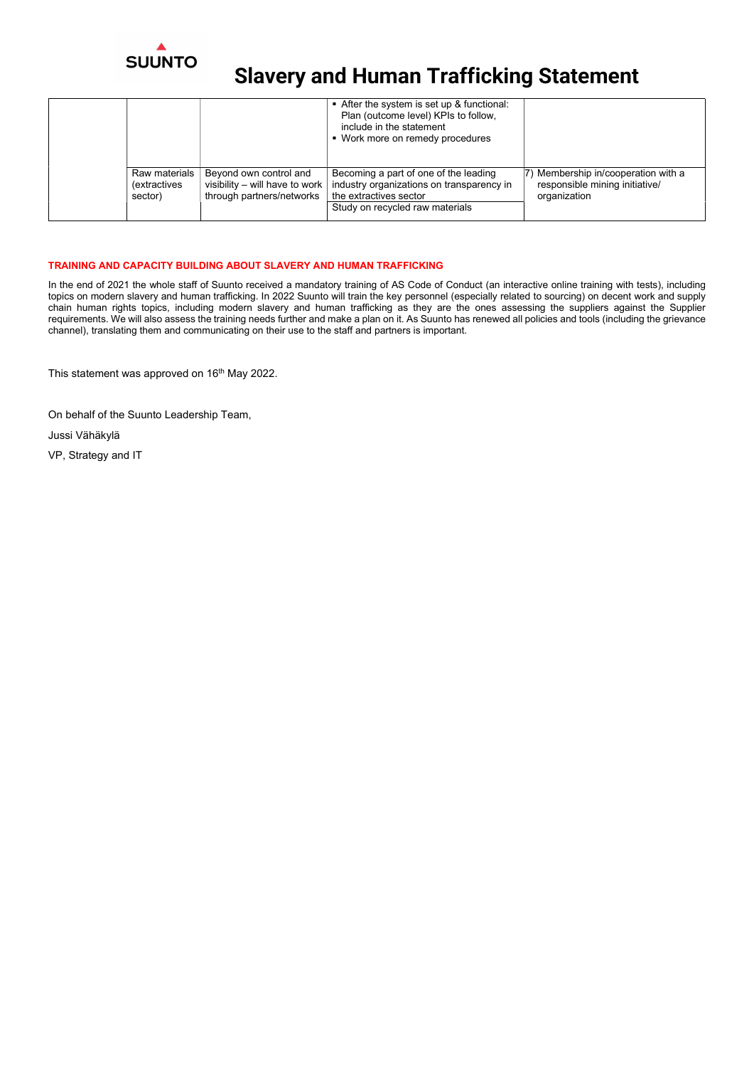# Slavery and Human Trafficking Statement

| | | | | |
|---|---|---|---|---|
| | | | ▪ After the system is set up & functional: Plan (outcome level) KPIs to follow, include in the statement<br>▪ Work more on remedy procedures | |
| | Raw materials (extractives sector) | Beyond own control and visibility – will have to work through partners/networks | Becoming a part of one of the leading industry organizations on transparency in the extractives sector<br>Study on recycled raw materials | 7) Membership in/cooperation with a responsible mining initiative/ organization |

**TRAINING AND CAPACITY BUILDING ABOUT SLAVERY AND HUMAN TRAFFICKING**

In the end of 2021 the whole staff of Suunto received a mandatory training of AS Code of Conduct (an interactive online training with tests), including topics on modern slavery and human trafficking. In 2022 Suunto will train the key personnel (especially related to sourcing) on decent work and supply chain human rights topics, including modern slavery and human trafficking as they are the ones assessing the suppliers against the Supplier requirements. We will also assess the training needs further and make a plan on it. As Suunto has renewed all policies and tools (including the grievance channel), translating them and communicating on their use to the staff and partners is important.

This statement was approved on 16th May 2022.

On behalf of the Suunto Leadership Team,

Jussi Vähäkylä

VP, Strategy and IT